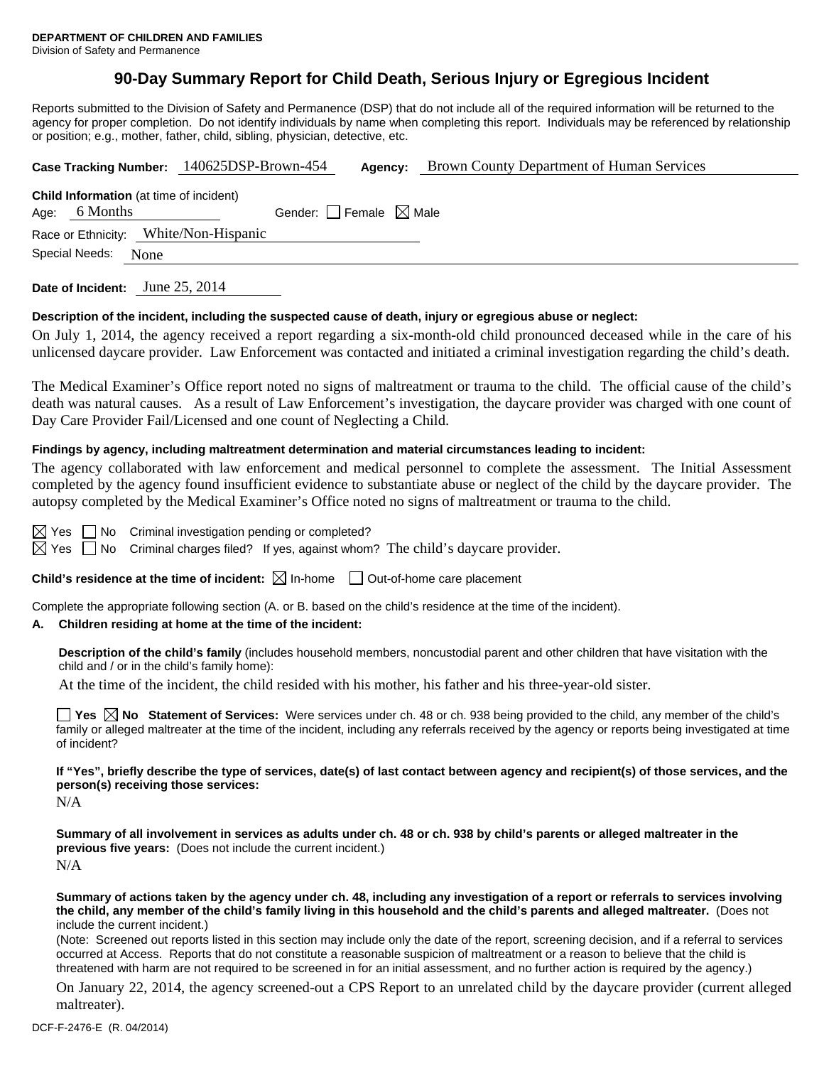**DEPARTMENT OF CHILDREN AND FAMILIES**
Division of Safety and Permanence

# 90-Day Summary Report for Child Death, Serious Injury or Egregious Incident

Reports submitted to the Division of Safety and Permanence (DSP) that do not include all of the required information will be returned to the agency for proper completion. Do not identify individuals by name when completing this report. Individuals may be referenced by relationship or position; e.g., mother, father, child, sibling, physician, detective, etc.

**Case Tracking Number:** 140625DSP-Brown-454 **Agency:** Brown County Department of Human Services

**Child Information** (at time of incident)

Age: 6 Months Gender: ☐ Female ☒ Male

Race or Ethnicity: White/Non-Hispanic

Special Needs: None

**Date of Incident:** June 25, 2014

**Description of the incident, including the suspected cause of death, injury or egregious abuse or neglect:**

On July 1, 2014, the agency received a report regarding a six-month-old child pronounced deceased while in the care of his unlicensed daycare provider. Law Enforcement was contacted and initiated a criminal investigation regarding the child's death.

The Medical Examiner's Office report noted no signs of maltreatment or trauma to the child. The official cause of the child's death was natural causes. As a result of Law Enforcement's investigation, the daycare provider was charged with one count of Day Care Provider Fail/Licensed and one count of Neglecting a Child.

**Findings by agency, including maltreatment determination and material circumstances leading to incident:**

The agency collaborated with law enforcement and medical personnel to complete the assessment. The Initial Assessment completed by the agency found insufficient evidence to substantiate abuse or neglect of the child by the daycare provider. The autopsy completed by the Medical Examiner's Office noted no signs of maltreatment or trauma to the child.

☒ Yes ☐ No Criminal investigation pending or completed?

☒ Yes ☐ No Criminal charges filed? If yes, against whom? The child's daycare provider.

**Child's residence at the time of incident:** ☒ In-home ☐ Out-of-home care placement

Complete the appropriate following section (A. or B. based on the child's residence at the time of the incident).

**A. Children residing at home at the time of the incident:**

**Description of the child's family** (includes household members, noncustodial parent and other children that have visitation with the child and / or in the child's family home):

At the time of the incident, the child resided with his mother, his father and his three-year-old sister.

☐ **Yes** ☒ **No Statement of Services:** Were services under ch. 48 or ch. 938 being provided to the child, any member of the child's family or alleged maltreater at the time of the incident, including any referrals received by the agency or reports being investigated at time of incident?

**If "Yes", briefly describe the type of services, date(s) of last contact between agency and recipient(s) of those services, and the person(s) receiving those services:**

N/A

**Summary of all involvement in services as adults under ch. 48 or ch. 938 by child's parents or alleged maltreater in the previous five years:** (Does not include the current incident.)

N/A

**Summary of actions taken by the agency under ch. 48, including any investigation of a report or referrals to services involving the child, any member of the child's family living in this household and the child's parents and alleged maltreater.** (Does not include the current incident.)

(Note: Screened out reports listed in this section may include only the date of the report, screening decision, and if a referral to services occurred at Access. Reports that do not constitute a reasonable suspicion of maltreatment or a reason to believe that the child is threatened with harm are not required to be screened in for an initial assessment, and no further action is required by the agency.)

On January 22, 2014, the agency screened-out a CPS Report to an unrelated child by the daycare provider (current alleged maltreater).

DCF-F-2476-E (R. 04/2014)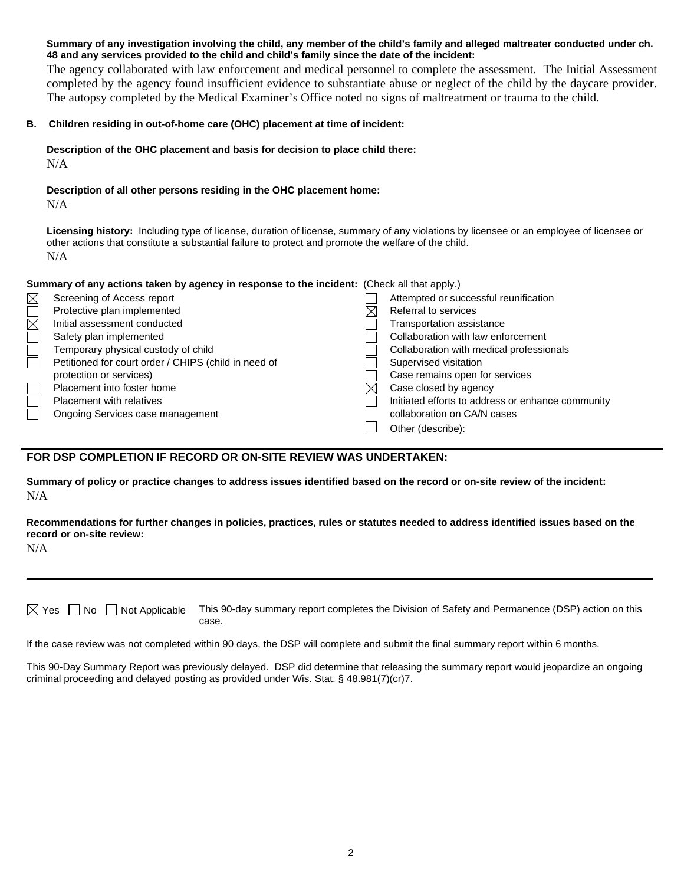**Summary of any investigation involving the child, any member of the child's family and alleged maltreater conducted under ch. 48 and any services provided to the child and child's family since the date of the incident:**

The agency collaborated with law enforcement and medical personnel to complete the assessment. The Initial Assessment completed by the agency found insufficient evidence to substantiate abuse or neglect of the child by the daycare provider. The autopsy completed by the Medical Examiner's Office noted no signs of maltreatment or trauma to the child.

**B. Children residing in out-of-home care (OHC) placement at time of incident:**

**Description of the OHC placement and basis for decision to place child there:**
N/A

**Description of all other persons residing in the OHC placement home:**
N/A

**Licensing history:** Including type of license, duration of license, summary of any violations by licensee or an employee of licensee or other actions that constitute a substantial failure to protect and promote the welfare of the child.
N/A

**Summary of any actions taken by agency in response to the incident:** (Check all that apply.)

- ☒ Screening of Access report
- ☐ Protective plan implemented
- ☒ Initial assessment conducted
- ☐ Safety plan implemented
- ☐ Temporary physical custody of child
- ☐ Petitioned for court order / CHIPS (child in need of protection or services)
- ☐ Placement into foster home
- ☐ Placement with relatives
- ☐ Ongoing Services case management
- ☐ Attempted or successful reunification
- ☒ Referral to services
- ☐ Transportation assistance
- ☐ Collaboration with law enforcement
- ☐ Collaboration with medical professionals
- ☐ Supervised visitation
- ☐ Case remains open for services
- ☒ Case closed by agency
- ☐ Initiated efforts to address or enhance community collaboration on CA/N cases
- ☐ Other (describe):

## FOR DSP COMPLETION IF RECORD OR ON-SITE REVIEW WAS UNDERTAKEN:

**Summary of policy or practice changes to address issues identified based on the record or on-site review of the incident:**
N/A

**Recommendations for further changes in policies, practices, rules or statutes needed to address identified issues based on the record or on-site review:**
N/A

---

☒ Yes ☐ No ☐ Not Applicable This 90-day summary report completes the Division of Safety and Permanence (DSP) action on this case.

If the case review was not completed within 90 days, the DSP will complete and submit the final summary report within 6 months.

This 90-Day Summary Report was previously delayed. DSP did determine that releasing the summary report would jeopardize an ongoing criminal proceeding and delayed posting as provided under Wis. Stat. § 48.981(7)(cr)7.